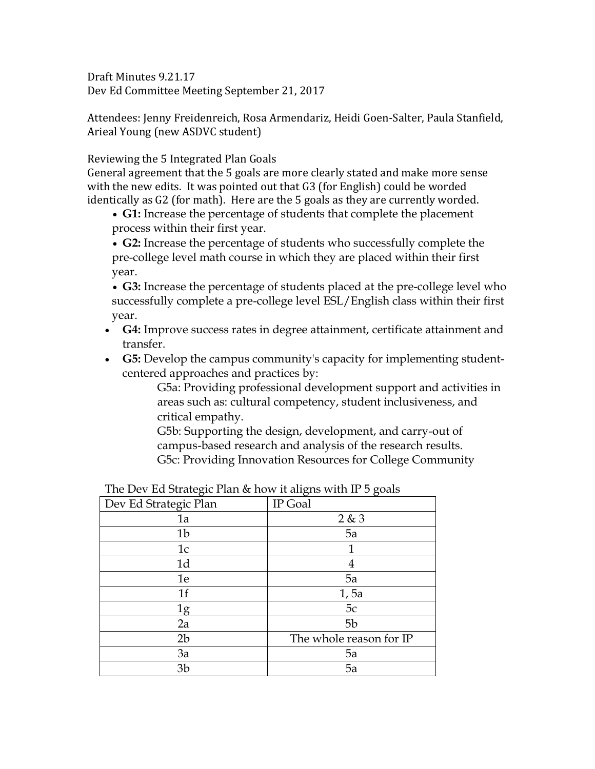Draft Minutes 9.21.17
Dev Ed Committee Meeting September 21, 2017

Attendees: Jenny Freidenreich, Rosa Armendariz, Heidi Goen-Salter, Paula Stanfield, Arieal Young (new ASDVC student)

Reviewing the 5 Integrated Plan Goals
General agreement that the 5 goals are more clearly stated and make more sense with the new edits. It was pointed out that G3 (for English) could be worded identically as G2 (for math). Here are the 5 goals as they are currently worded.

- **G1:** Increase the percentage of students that complete the placement process within their first year.
- **G2:** Increase the percentage of students who successfully complete the pre-college level math course in which they are placed within their first year.
- **G3:** Increase the percentage of students placed at the pre-college level who successfully complete a pre-college level ESL/English class within their first year.
- **G4:** Improve success rates in degree attainment, certificate attainment and transfer.
- **G5:** Develop the campus community's capacity for implementing student-centered approaches and practices by:
  - G5a: Providing professional development support and activities in areas such as: cultural competency, student inclusiveness, and critical empathy.
  - G5b: Supporting the design, development, and carry-out of campus-based research and analysis of the research results.
  - G5c: Providing Innovation Resources for College Community

The Dev Ed Strategic Plan & how it aligns with IP 5 goals

| Dev Ed Strategic Plan | IP Goal |
|---|---|
| 1a | 2 & 3 |
| 1b | 5a |
| 1c | 1 |
| 1d | 4 |
| 1e | 5a |
| 1f | 1, 5a |
| 1g | 5c |
| 2a | 5b |
| 2b | The whole reason for IP |
| 3a | 5a |
| 3b | 5a |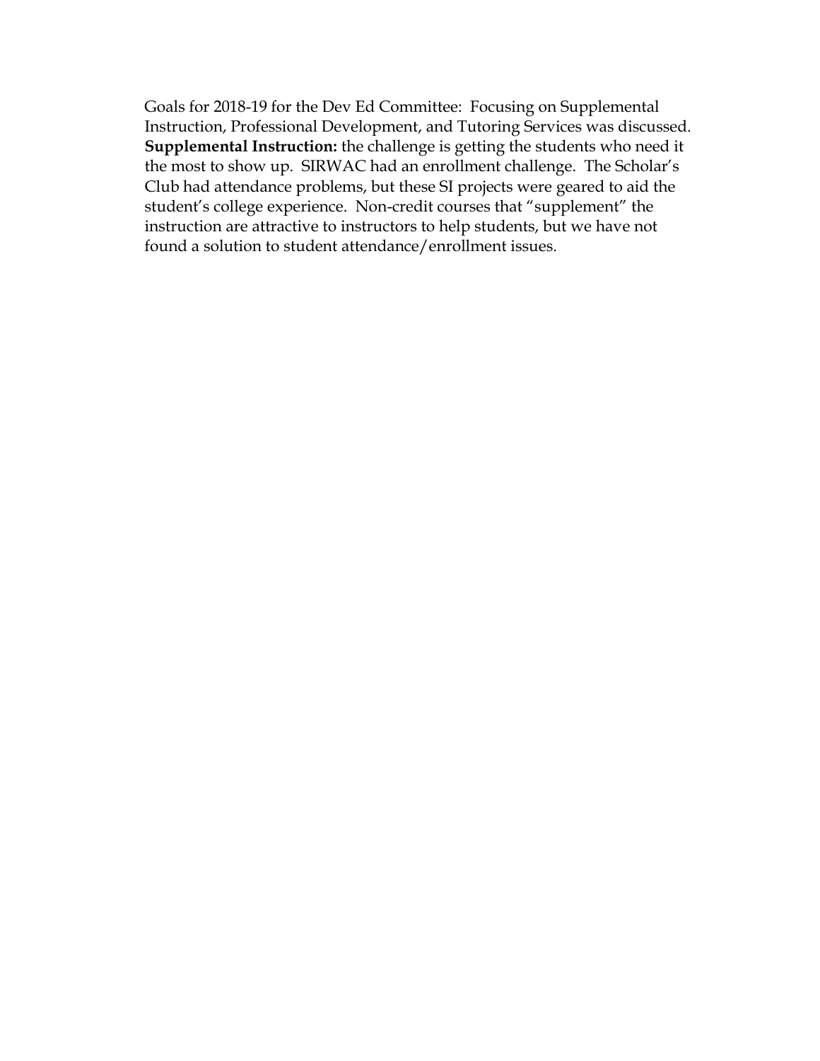Goals for 2018-19 for the Dev Ed Committee: Focusing on Supplemental Instruction, Professional Development, and Tutoring Services was discussed. **Supplemental Instruction:** the challenge is getting the students who need it the most to show up. SIRWAC had an enrollment challenge. The Scholar's Club had attendance problems, but these SI projects were geared to aid the student's college experience. Non-credit courses that "supplement" the instruction are attractive to instructors to help students, but we have not found a solution to student attendance/enrollment issues.